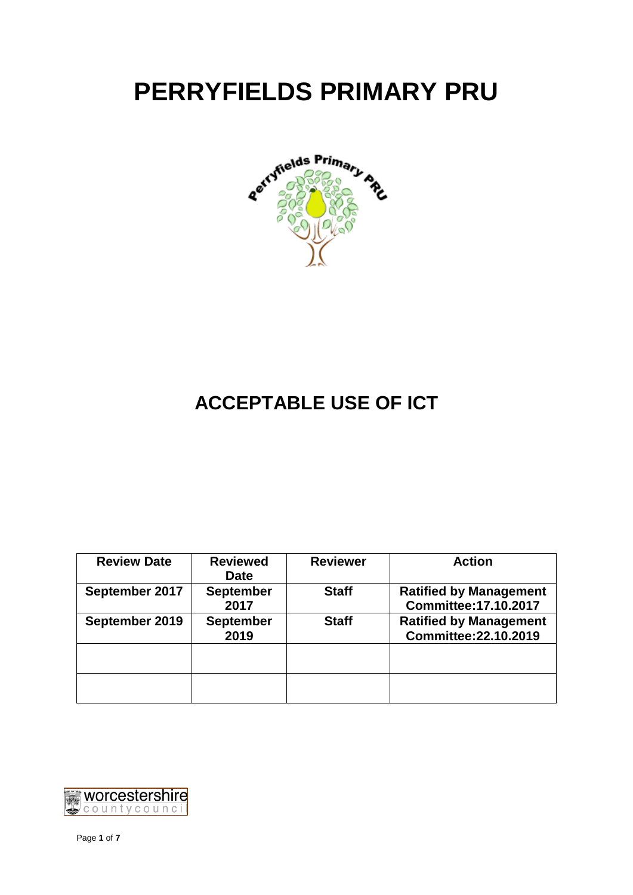# PERRYFIELDS PRIMARY PRU

## ACCEPTABLE USE OF ICT

| Review Date | Reviewed Date | Reviewer | Action |
|---|---|---|---|
| September 2017 | September 2017 | Staff | Ratified by Management Committee:17.10.2017 |
| September 2019 | September 2019 | Staff | Ratified by Management Committee:22.10.2019 |
| | | | |
| | | | |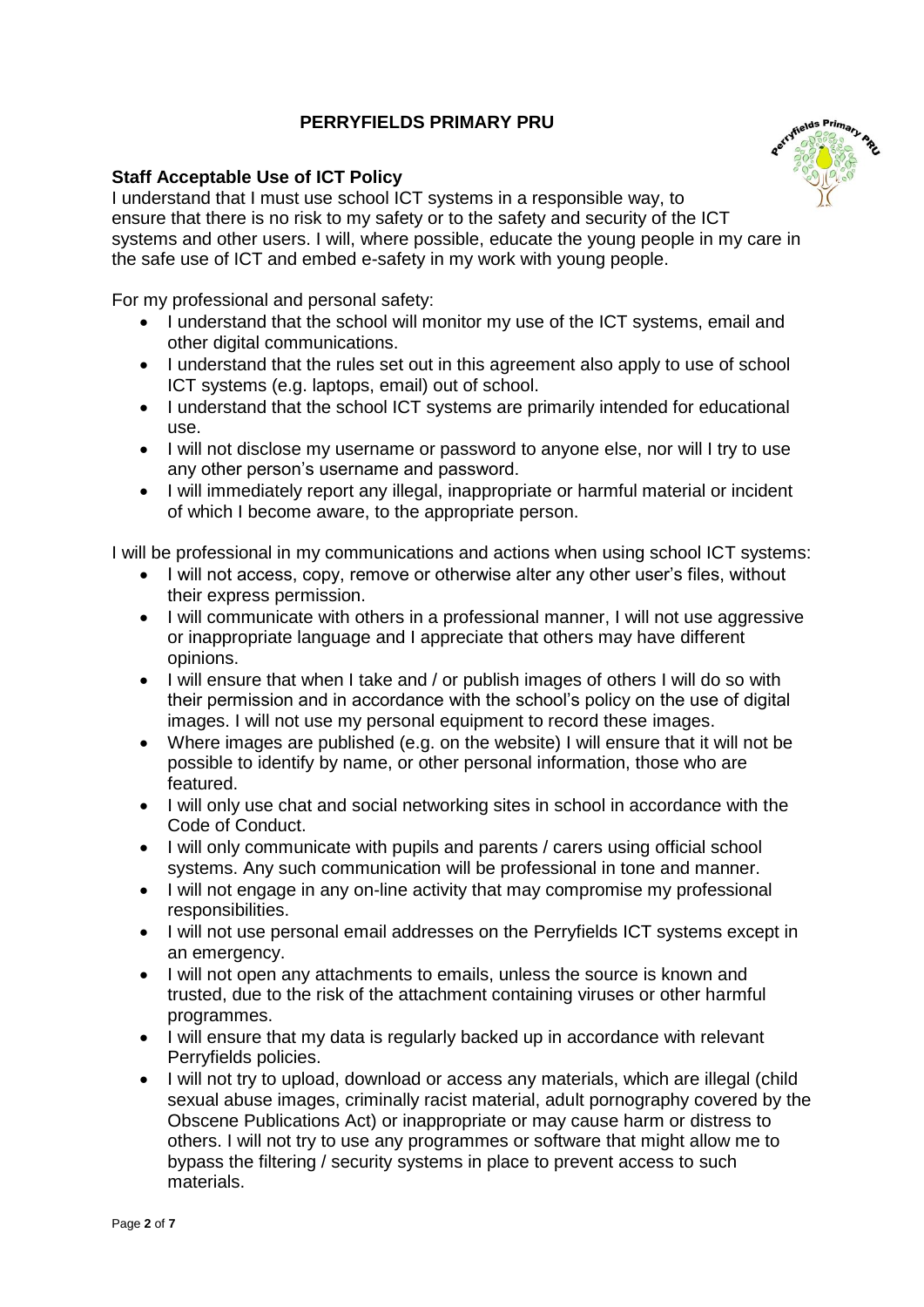# PERRYFIELDS PRIMARY PRU

## Staff Acceptable Use of ICT Policy

I understand that I must use school ICT systems in a responsible way, to ensure that there is no risk to my safety or to the safety and security of the ICT systems and other users. I will, where possible, educate the young people in my care in the safe use of ICT and embed e-safety in my work with young people.

For my professional and personal safety:

- I understand that the school will monitor my use of the ICT systems, email and other digital communications.
- I understand that the rules set out in this agreement also apply to use of school ICT systems (e.g. laptops, email) out of school.
- I understand that the school ICT systems are primarily intended for educational use.
- I will not disclose my username or password to anyone else, nor will I try to use any other person's username and password.
- I will immediately report any illegal, inappropriate or harmful material or incident of which I become aware, to the appropriate person.

I will be professional in my communications and actions when using school ICT systems:

- I will not access, copy, remove or otherwise alter any other user's files, without their express permission.
- I will communicate with others in a professional manner, I will not use aggressive or inappropriate language and I appreciate that others may have different opinions.
- I will ensure that when I take and / or publish images of others I will do so with their permission and in accordance with the school's policy on the use of digital images. I will not use my personal equipment to record these images.
- Where images are published (e.g. on the website) I will ensure that it will not be possible to identify by name, or other personal information, those who are featured.
- I will only use chat and social networking sites in school in accordance with the Code of Conduct.
- I will only communicate with pupils and parents / carers using official school systems. Any such communication will be professional in tone and manner.
- I will not engage in any on-line activity that may compromise my professional responsibilities.
- I will not use personal email addresses on the Perryfields ICT systems except in an emergency.
- I will not open any attachments to emails, unless the source is known and trusted, due to the risk of the attachment containing viruses or other harmful programmes.
- I will ensure that my data is regularly backed up in accordance with relevant Perryfields policies.
- I will not try to upload, download or access any materials, which are illegal (child sexual abuse images, criminally racist material, adult pornography covered by the Obscene Publications Act) or inappropriate or may cause harm or distress to others. I will not try to use any programmes or software that might allow me to bypass the filtering / security systems in place to prevent access to such materials.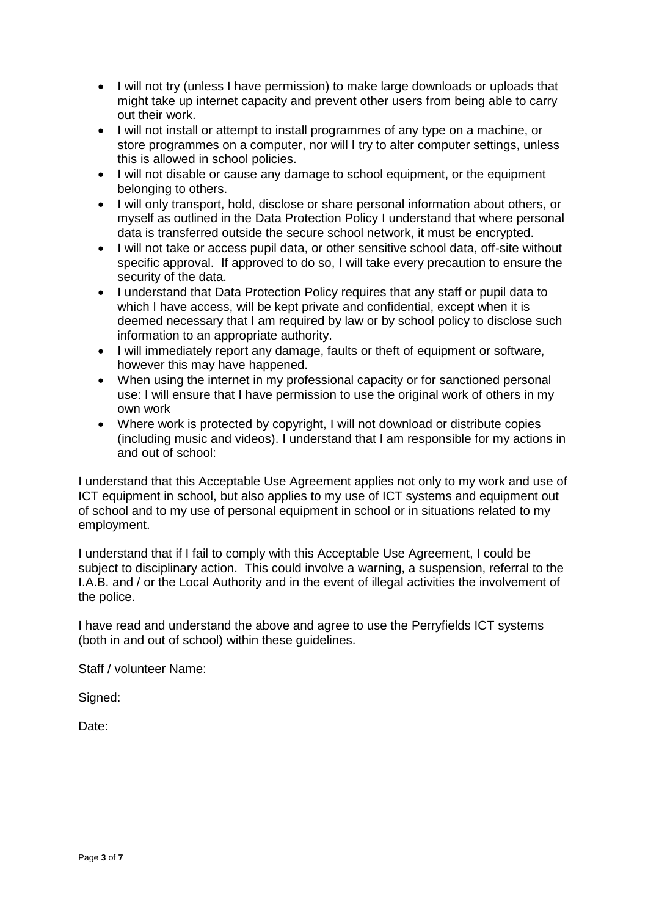- I will not try (unless I have permission) to make large downloads or uploads that might take up internet capacity and prevent other users from being able to carry out their work.
- I will not install or attempt to install programmes of any type on a machine, or store programmes on a computer, nor will I try to alter computer settings, unless this is allowed in school policies.
- I will not disable or cause any damage to school equipment, or the equipment belonging to others.
- I will only transport, hold, disclose or share personal information about others, or myself as outlined in the Data Protection Policy I understand that where personal data is transferred outside the secure school network, it must be encrypted.
- I will not take or access pupil data, or other sensitive school data, off-site without specific approval. If approved to do so, I will take every precaution to ensure the security of the data.
- I understand that Data Protection Policy requires that any staff or pupil data to which I have access, will be kept private and confidential, except when it is deemed necessary that I am required by law or by school policy to disclose such information to an appropriate authority.
- I will immediately report any damage, faults or theft of equipment or software, however this may have happened.
- When using the internet in my professional capacity or for sanctioned personal use: I will ensure that I have permission to use the original work of others in my own work
- Where work is protected by copyright, I will not download or distribute copies (including music and videos). I understand that I am responsible for my actions in and out of school:

I understand that this Acceptable Use Agreement applies not only to my work and use of ICT equipment in school, but also applies to my use of ICT systems and equipment out of school and to my use of personal equipment in school or in situations related to my employment.

I understand that if I fail to comply with this Acceptable Use Agreement, I could be subject to disciplinary action. This could involve a warning, a suspension, referral to the I.A.B. and / or the Local Authority and in the event of illegal activities the involvement of the police.

I have read and understand the above and agree to use the Perryfields ICT systems (both in and out of school) within these guidelines.

Staff / volunteer Name:

Signed:

Date: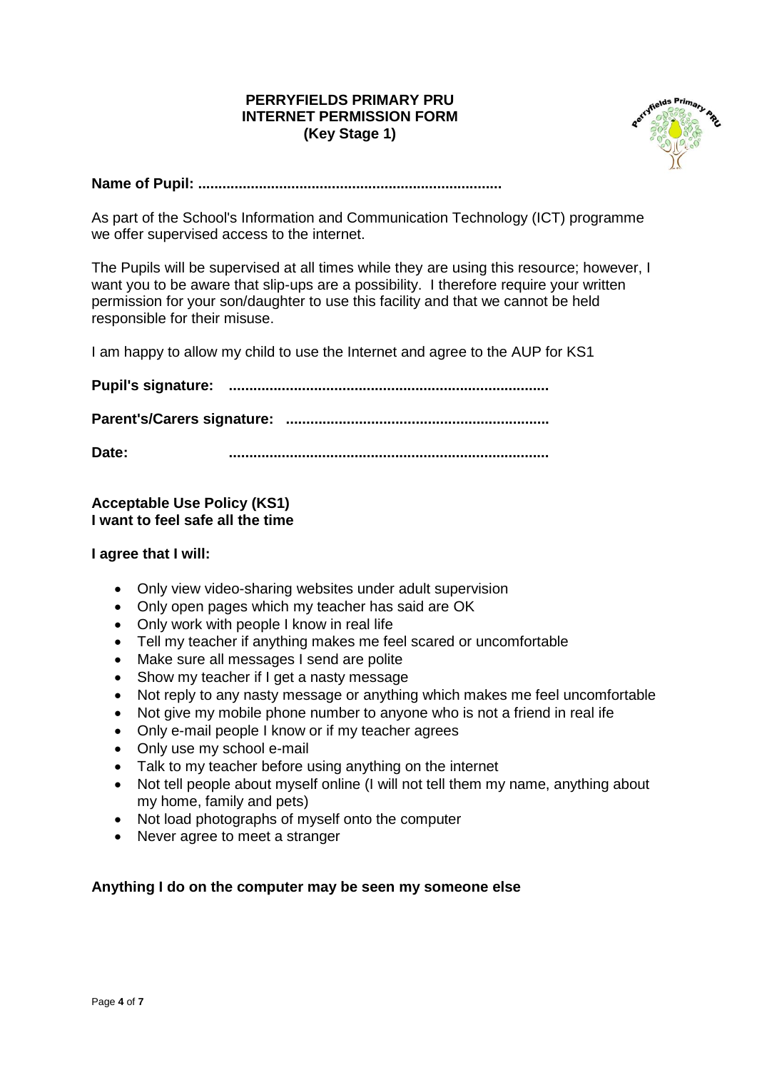# PERRYFIELDS PRIMARY PRU
# INTERNET PERMISSION FORM
# (Key Stage 1)

**Name of Pupil: ...........................................................................**

As part of the School's Information and Communication Technology (ICT) programme we offer supervised access to the internet.

The Pupils will be supervised at all times while they are using this resource; however, I want you to be aware that slip-ups are a possibility. I therefore require your written permission for your son/daughter to use this facility and that we cannot be held responsible for their misuse.

I am happy to allow my child to use the Internet and agree to the AUP for KS1

**Pupil's signature: ..............................................................................**

**Parent's/Carers signature: ................................................................**

**Date: ..............................................................................**

**Acceptable Use Policy (KS1)**
**I want to feel safe all the time**

**I agree that I will:**

- Only view video-sharing websites under adult supervision
- Only open pages which my teacher has said are OK
- Only work with people I know in real life
- Tell my teacher if anything makes me feel scared or uncomfortable
- Make sure all messages I send are polite
- Show my teacher if I get a nasty message
- Not reply to any nasty message or anything which makes me feel uncomfortable
- Not give my mobile phone number to anyone who is not a friend in real ife
- Only e-mail people I know or if my teacher agrees
- Only use my school e-mail
- Talk to my teacher before using anything on the internet
- Not tell people about myself online (I will not tell them my name, anything about my home, family and pets)
- Not load photographs of myself onto the computer
- Never agree to meet a stranger

**Anything I do on the computer may be seen my someone else**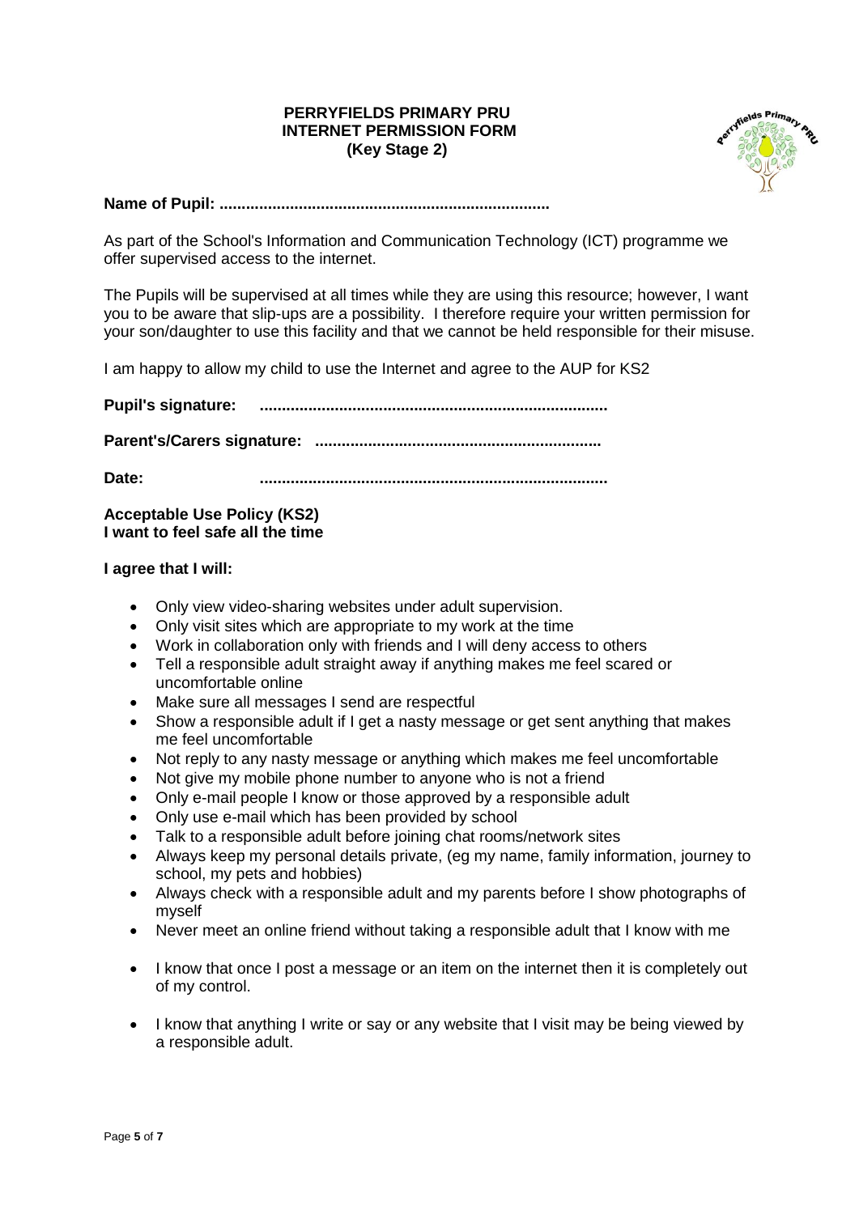**PERRYFIELDS PRIMARY PRU**
**INTERNET PERMISSION FORM**
**(Key Stage 2)**

**Name of Pupil: ..........................................................................**

As part of the School's Information and Communication Technology (ICT) programme we offer supervised access to the internet.

The Pupils will be supervised at all times while they are using this resource; however, I want you to be aware that slip-ups are a possibility. I therefore require your written permission for your son/daughter to use this facility and that we cannot be held responsible for their misuse.

I am happy to allow my child to use the Internet and agree to the AUP for KS2

**Pupil's signature: ..............................................................................**

**Parent's/Carers signature: ................................................................**

**Date: ..............................................................................**

**Acceptable Use Policy (KS2)**
**I want to feel safe all the time**

**I agree that I will:**

- Only view video-sharing websites under adult supervision.
- Only visit sites which are appropriate to my work at the time
- Work in collaboration only with friends and I will deny access to others
- Tell a responsible adult straight away if anything makes me feel scared or uncomfortable online
- Make sure all messages I send are respectful
- Show a responsible adult if I get a nasty message or get sent anything that makes me feel uncomfortable
- Not reply to any nasty message or anything which makes me feel uncomfortable
- Not give my mobile phone number to anyone who is not a friend
- Only e-mail people I know or those approved by a responsible adult
- Only use e-mail which has been provided by school
- Talk to a responsible adult before joining chat rooms/network sites
- Always keep my personal details private, (eg my name, family information, journey to school, my pets and hobbies)
- Always check with a responsible adult and my parents before I show photographs of myself
- Never meet an online friend without taking a responsible adult that I know with me
- I know that once I post a message or an item on the internet then it is completely out of my control.
- I know that anything I write or say or any website that I visit may be being viewed by a responsible adult.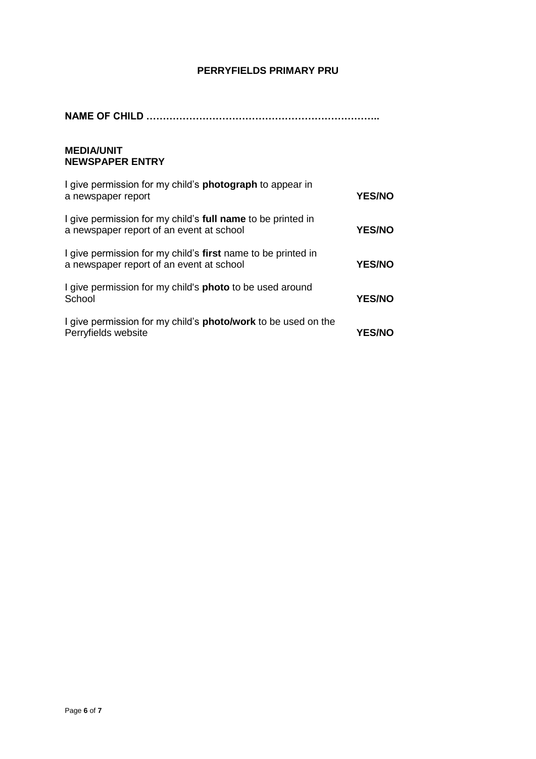**PERRYFIELDS PRIMARY PRU**

**NAME OF CHILD ……………………………………………………………..**

**MEDIA/UNIT**
**NEWSPAPER ENTRY**

| | |
|---|---|
| I give permission for my child's **photograph** to appear in a newspaper report | **YES/NO** |
| I give permission for my child's **full name** to be printed in a newspaper report of an event at school | **YES/NO** |
| I give permission for my child's **first** name to be printed in a newspaper report of an event at school | **YES/NO** |
| I give permission for my child's **photo** to be used around School | **YES/NO** |
| I give permission for my child's **photo/work** to be used on the Perryfields website | **YES/NO** |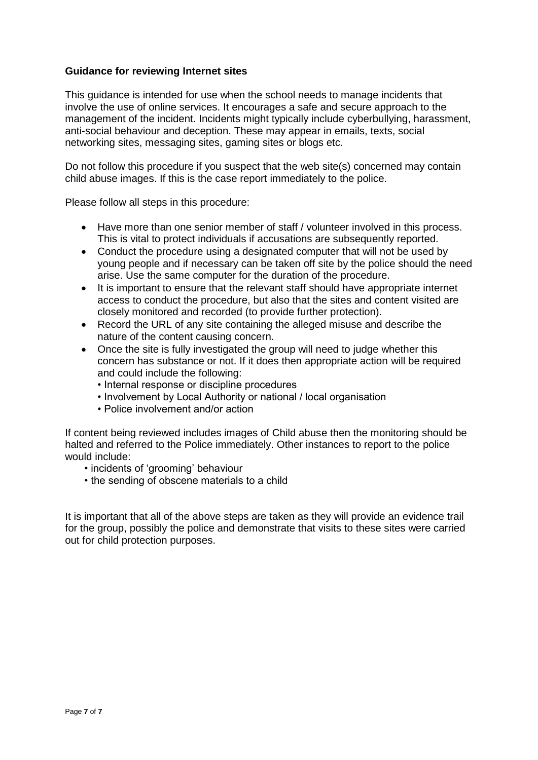**Guidance for reviewing Internet sites**

This guidance is intended for use when the school needs to manage incidents that involve the use of online services. It encourages a safe and secure approach to the management of the incident. Incidents might typically include cyberbullying, harassment, anti-social behaviour and deception. These may appear in emails, texts, social networking sites, messaging sites, gaming sites or blogs etc.

Do not follow this procedure if you suspect that the web site(s) concerned may contain child abuse images. If this is the case report immediately to the police.

Please follow all steps in this procedure:

- Have more than one senior member of staff / volunteer involved in this process. This is vital to protect individuals if accusations are subsequently reported.
- Conduct the procedure using a designated computer that will not be used by young people and if necessary can be taken off site by the police should the need arise. Use the same computer for the duration of the procedure.
- It is important to ensure that the relevant staff should have appropriate internet access to conduct the procedure, but also that the sites and content visited are closely monitored and recorded (to provide further protection).
- Record the URL of any site containing the alleged misuse and describe the nature of the content causing concern.
- Once the site is fully investigated the group will need to judge whether this concern has substance or not. If it does then appropriate action will be required and could include the following:
  - Internal response or discipline procedures
  - Involvement by Local Authority or national / local organisation
  - Police involvement and/or action

If content being reviewed includes images of Child abuse then the monitoring should be halted and referred to the Police immediately. Other instances to report to the police would include:

- incidents of 'grooming' behaviour
- the sending of obscene materials to a child

It is important that all of the above steps are taken as they will provide an evidence trail for the group, possibly the police and demonstrate that visits to these sites were carried out for child protection purposes.